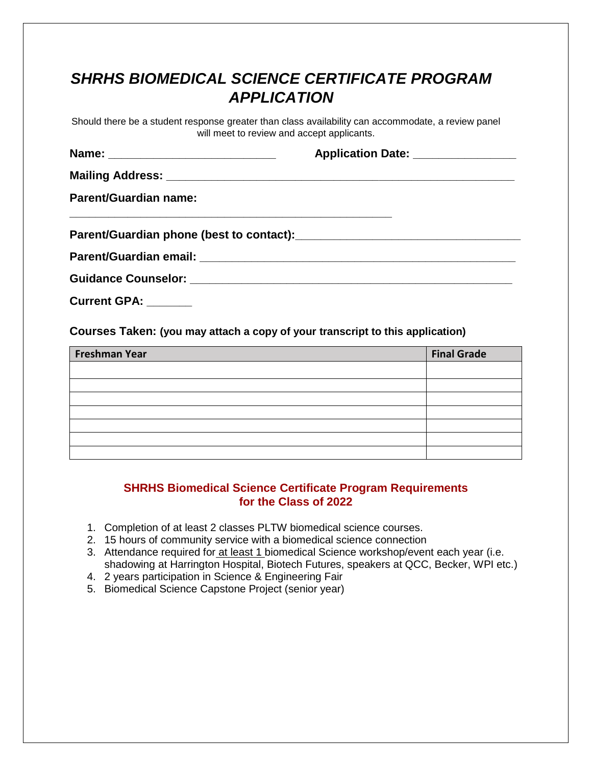# *SHRHS BIOMEDICAL SCIENCE CERTIFICATE PROGRAM APPLICATION*

Should there be a student response greater than class availability can accommodate, a review panel will meet to review and accept applicants.

**Name:** ___________________________ **Application Date:** ________________

**Mailing Address:** _______________________________________________________

**Parent/Guardian name:**

_____________________________________________________

**Parent/Guardian phone (best to contact):**___________________________________

**Parent/Guardian email:** ____________________________________________________

**Guidance Counselor:** _____________________________________________________

**Current GPA:** _______

**Courses Taken: (you may attach a copy of your transcript to this application)**

| Freshman Year | Final Grade |
|---|---|
| | |
| | |
| | |
| | |
| | |
| | |
| | |

## SHRHS Biomedical Science Certificate Program Requirements for the Class of 2022

1. Completion of at least 2 classes PLTW biomedical science courses.
2. 15 hours of community service with a biomedical science connection
3. Attendance required for at least 1 biomedical Science workshop/event each year (i.e. shadowing at Harrington Hospital, Biotech Futures, speakers at QCC, Becker, WPI etc.)
4. 2 years participation in Science & Engineering Fair
5. Biomedical Science Capstone Project (senior year)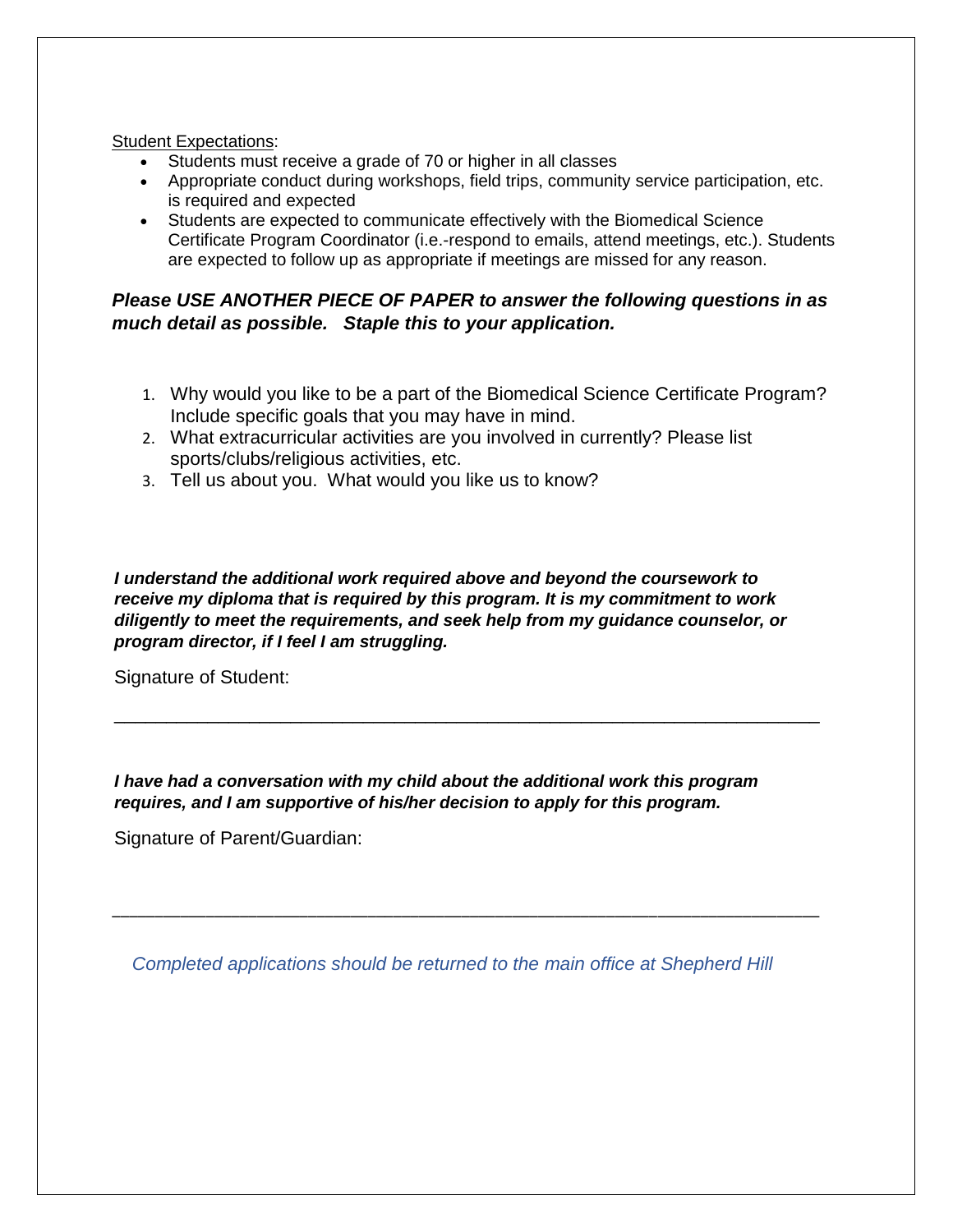Student Expectations:

- Students must receive a grade of 70 or higher in all classes
- Appropriate conduct during workshops, field trips, community service participation, etc. is required and expected
- Students are expected to communicate effectively with the Biomedical Science Certificate Program Coordinator (i.e.-respond to emails, attend meetings, etc.). Students are expected to follow up as appropriate if meetings are missed for any reason.

***Please USE ANOTHER PIECE OF PAPER to answer the following questions in as much detail as possible. Staple this to your application.***

1. Why would you like to be a part of the Biomedical Science Certificate Program? Include specific goals that you may have in mind.
2. What extracurricular activities are you involved in currently? Please list sports/clubs/religious activities, etc.
3. Tell us about you. What would you like us to know?

***I understand the additional work required above and beyond the coursework to receive my diploma that is required by this program. It is my commitment to work diligently to meet the requirements, and seek help from my guidance counselor, or program director, if I feel I am struggling.***

Signature of Student:

___________________________________________________________________________

***I have had a conversation with my child about the additional work this program requires, and I am supportive of his/her decision to apply for this program.***

Signature of Parent/Guardian:

___________________________________________________________________________

*Completed applications should be returned to the main office at Shepherd Hill*